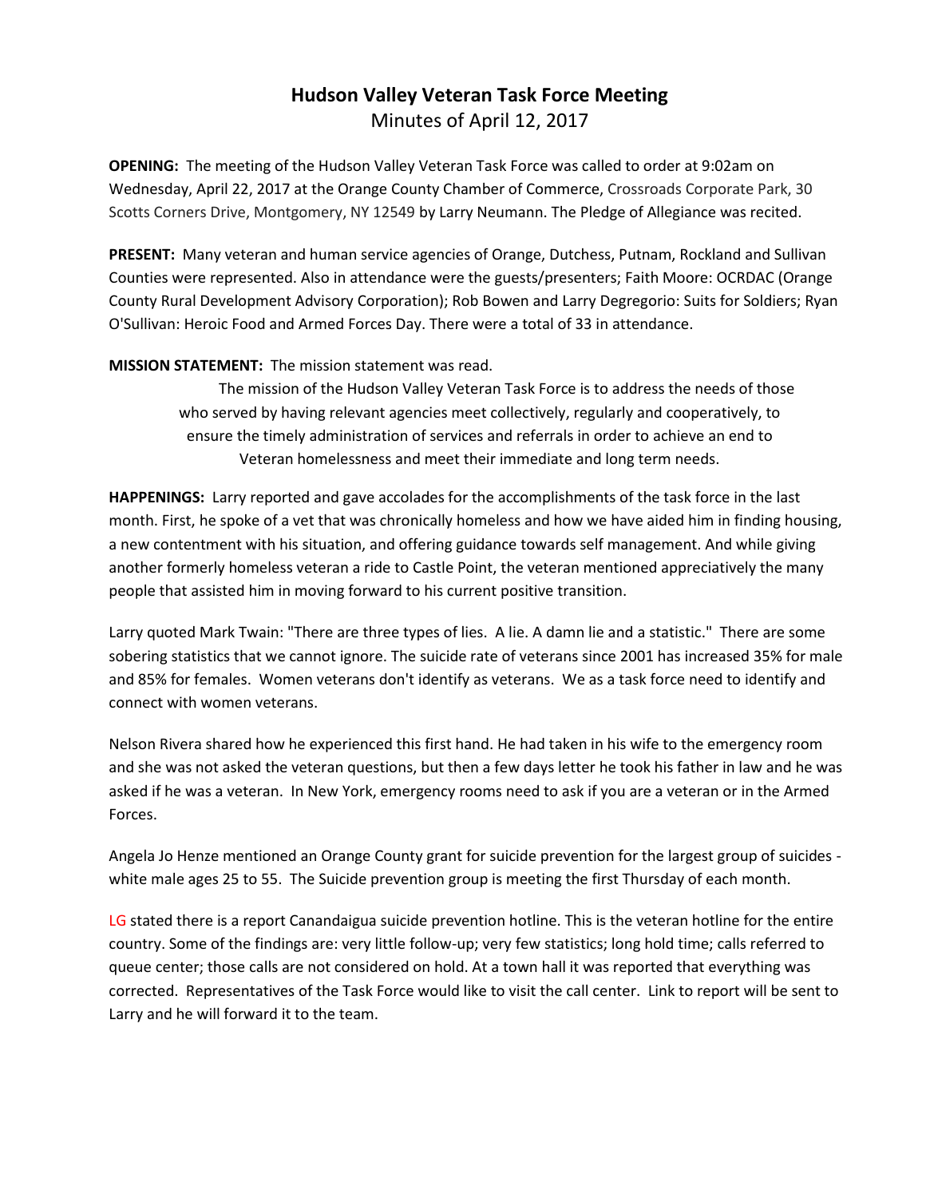# Hudson Valley Veteran Task Force Meeting

Minutes of April 12, 2017

**OPENING:** The meeting of the Hudson Valley Veteran Task Force was called to order at 9:02am on Wednesday, April 22, 2017 at the Orange County Chamber of Commerce, Crossroads Corporate Park, 30 Scotts Corners Drive, Montgomery, NY 12549 by Larry Neumann. The Pledge of Allegiance was recited.

**PRESENT:** Many veteran and human service agencies of Orange, Dutchess, Putnam, Rockland and Sullivan Counties were represented. Also in attendance were the guests/presenters; Faith Moore: OCRDAC (Orange County Rural Development Advisory Corporation); Rob Bowen and Larry Degregorio: Suits for Soldiers; Ryan O'Sullivan: Heroic Food and Armed Forces Day. There were a total of 33 in attendance.

**MISSION STATEMENT:** The mission statement was read.

The mission of the Hudson Valley Veteran Task Force is to address the needs of those who served by having relevant agencies meet collectively, regularly and cooperatively, to ensure the timely administration of services and referrals in order to achieve an end to Veteran homelessness and meet their immediate and long term needs.

**HAPPENINGS:** Larry reported and gave accolades for the accomplishments of the task force in the last month. First, he spoke of a vet that was chronically homeless and how we have aided him in finding housing, a new contentment with his situation, and offering guidance towards self management. And while giving another formerly homeless veteran a ride to Castle Point, the veteran mentioned appreciatively the many people that assisted him in moving forward to his current positive transition.

Larry quoted Mark Twain: "There are three types of lies. A lie. A damn lie and a statistic." There are some sobering statistics that we cannot ignore. The suicide rate of veterans since 2001 has increased 35% for male and 85% for females. Women veterans don't identify as veterans. We as a task force need to identify and connect with women veterans.

Nelson Rivera shared how he experienced this first hand. He had taken in his wife to the emergency room and she was not asked the veteran questions, but then a few days letter he took his father in law and he was asked if he was a veteran. In New York, emergency rooms need to ask if you are a veteran or in the Armed Forces.

Angela Jo Henze mentioned an Orange County grant for suicide prevention for the largest group of suicides - white male ages 25 to 55. The Suicide prevention group is meeting the first Thursday of each month.

LG stated there is a report Canandaigua suicide prevention hotline. This is the veteran hotline for the entire country. Some of the findings are: very little follow-up; very few statistics; long hold time; calls referred to queue center; those calls are not considered on hold. At a town hall it was reported that everything was corrected. Representatives of the Task Force would like to visit the call center. Link to report will be sent to Larry and he will forward it to the team.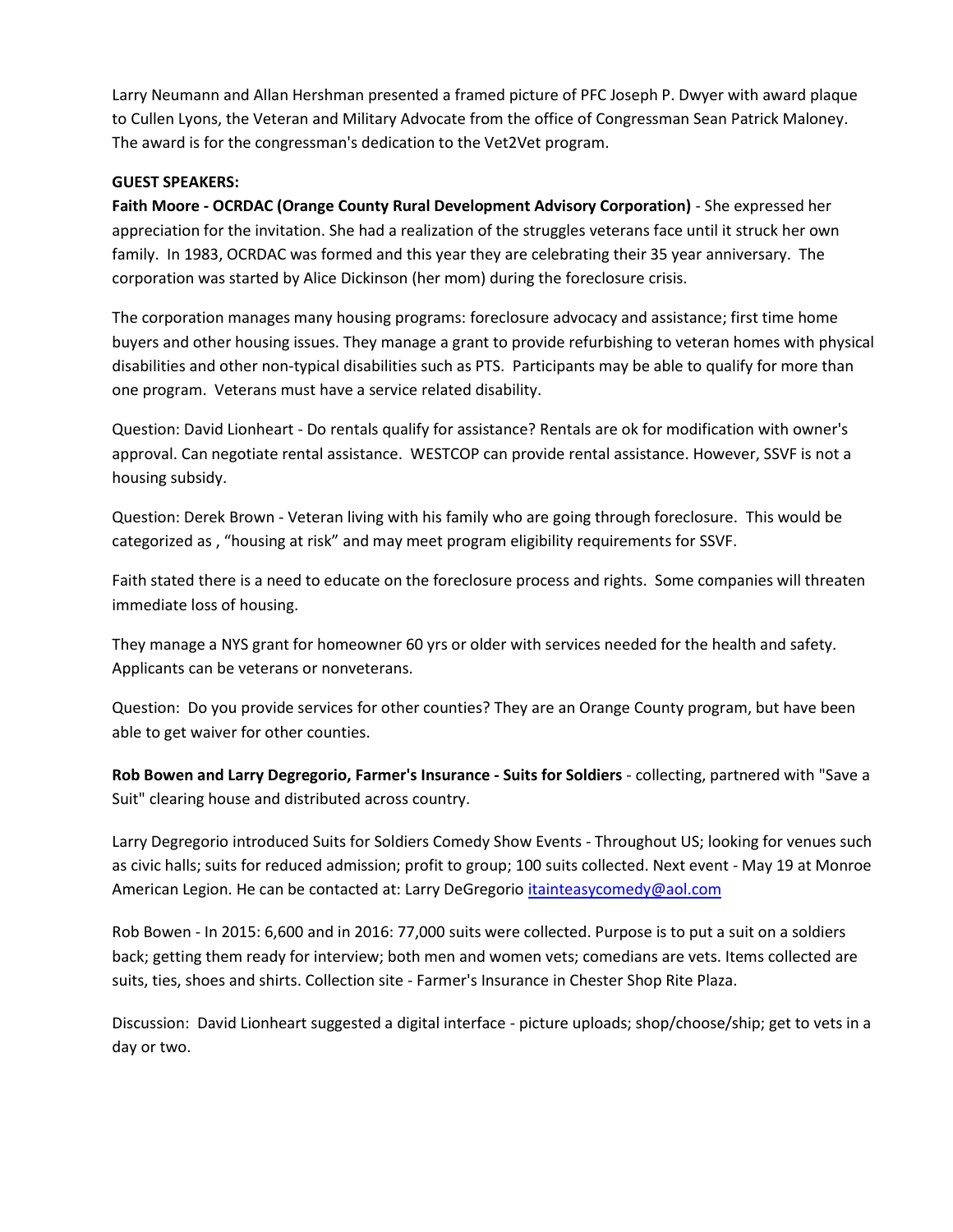Larry Neumann and Allan Hershman presented a framed picture of PFC Joseph P. Dwyer with award plaque to Cullen Lyons, the Veteran and Military Advocate from the office of Congressman Sean Patrick Maloney. The award is for the congressman's dedication to the Vet2Vet program.

**GUEST SPEAKERS:**

**Faith Moore - OCRDAC (Orange County Rural Development Advisory Corporation)** - She expressed her appreciation for the invitation. She had a realization of the struggles veterans face until it struck her own family. In 1983, OCRDAC was formed and this year they are celebrating their 35 year anniversary. The corporation was started by Alice Dickinson (her mom) during the foreclosure crisis.

The corporation manages many housing programs: foreclosure advocacy and assistance; first time home buyers and other housing issues. They manage a grant to provide refurbishing to veteran homes with physical disabilities and other non-typical disabilities such as PTS. Participants may be able to qualify for more than one program. Veterans must have a service related disability.

Question: David Lionheart - Do rentals qualify for assistance? Rentals are ok for modification with owner's approval. Can negotiate rental assistance. WESTCOP can provide rental assistance. However, SSVF is not a housing subsidy.

Question: Derek Brown - Veteran living with his family who are going through foreclosure. This would be categorized as , "housing at risk" and may meet program eligibility requirements for SSVF.

Faith stated there is a need to educate on the foreclosure process and rights. Some companies will threaten immediate loss of housing.

They manage a NYS grant for homeowner 60 yrs or older with services needed for the health and safety. Applicants can be veterans or nonveterans.

Question: Do you provide services for other counties? They are an Orange County program, but have been able to get waiver for other counties.

**Rob Bowen and Larry Degregorio, Farmer's Insurance - Suits for Soldiers** - collecting, partnered with "Save a Suit" clearing house and distributed across country.

Larry Degregorio introduced Suits for Soldiers Comedy Show Events - Throughout US; looking for venues such as civic halls; suits for reduced admission; profit to group; 100 suits collected. Next event - May 19 at Monroe American Legion. He can be contacted at: Larry DeGregorio itainteasycomedy@aol.com

Rob Bowen - In 2015: 6,600 and in 2016: 77,000 suits were collected. Purpose is to put a suit on a soldiers back; getting them ready for interview; both men and women vets; comedians are vets. Items collected are suits, ties, shoes and shirts. Collection site - Farmer's Insurance in Chester Shop Rite Plaza.

Discussion: David Lionheart suggested a digital interface - picture uploads; shop/choose/ship; get to vets in a day or two.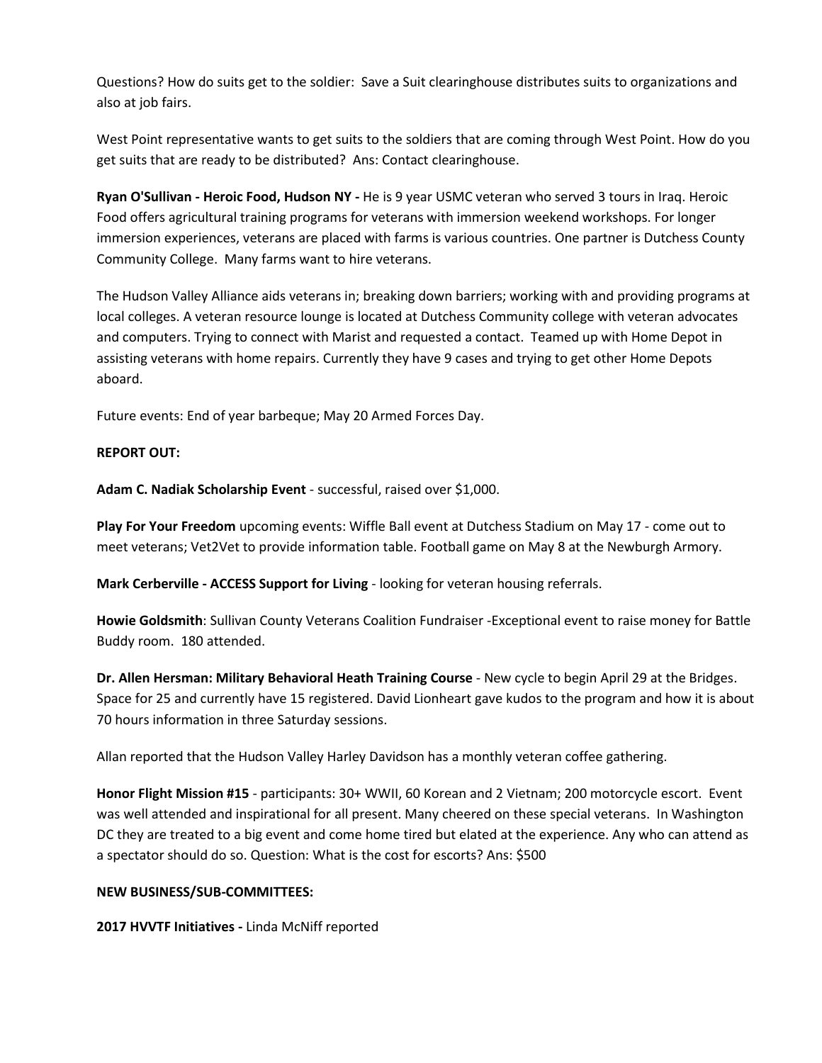Questions? How do suits get to the soldier:  Save a Suit clearinghouse distributes suits to organizations and also at job fairs.

West Point representative wants to get suits to the soldiers that are coming through West Point. How do you get suits that are ready to be distributed?  Ans: Contact clearinghouse.

**Ryan O'Sullivan - Heroic Food, Hudson NY -** He is 9 year USMC veteran who served 3 tours in Iraq. Heroic Food offers agricultural training programs for veterans with immersion weekend workshops. For longer immersion experiences, veterans are placed with farms is various countries. One partner is Dutchess County Community College.  Many farms want to hire veterans.

The Hudson Valley Alliance aids veterans in; breaking down barriers; working with and providing programs at local colleges. A veteran resource lounge is located at Dutchess Community college with veteran advocates and computers. Trying to connect with Marist and requested a contact.  Teamed up with Home Depot in assisting veterans with home repairs. Currently they have 9 cases and trying to get other Home Depots aboard.

Future events: End of year barbeque; May 20 Armed Forces Day.

**REPORT OUT:**

**Adam C. Nadiak Scholarship Event** - successful, raised over $1,000.

**Play For Your Freedom** upcoming events: Wiffle Ball event at Dutchess Stadium on May 17 - come out to meet veterans; Vet2Vet to provide information table. Football game on May 8 at the Newburgh Armory.

**Mark Cerberville - ACCESS Support for Living** - looking for veteran housing referrals.

**Howie Goldsmith**: Sullivan County Veterans Coalition Fundraiser -Exceptional event to raise money for Battle Buddy room.  180 attended.

**Dr. Allen Hersman: Military Behavioral Heath Training Course** - New cycle to begin April 29 at the Bridges. Space for 25 and currently have 15 registered. David Lionheart gave kudos to the program and how it is about 70 hours information in three Saturday sessions.

Allan reported that the Hudson Valley Harley Davidson has a monthly veteran coffee gathering.

**Honor Flight Mission #15** - participants: 30+ WWII, 60 Korean and 2 Vietnam; 200 motorcycle escort.  Event was well attended and inspirational for all present. Many cheered on these special veterans.  In Washington DC they are treated to a big event and come home tired but elated at the experience. Any who can attend as a spectator should do so. Question: What is the cost for escorts? Ans: $500

**NEW BUSINESS/SUB-COMMITTEES:**

**2017 HVVTF Initiatives -** Linda McNiff reported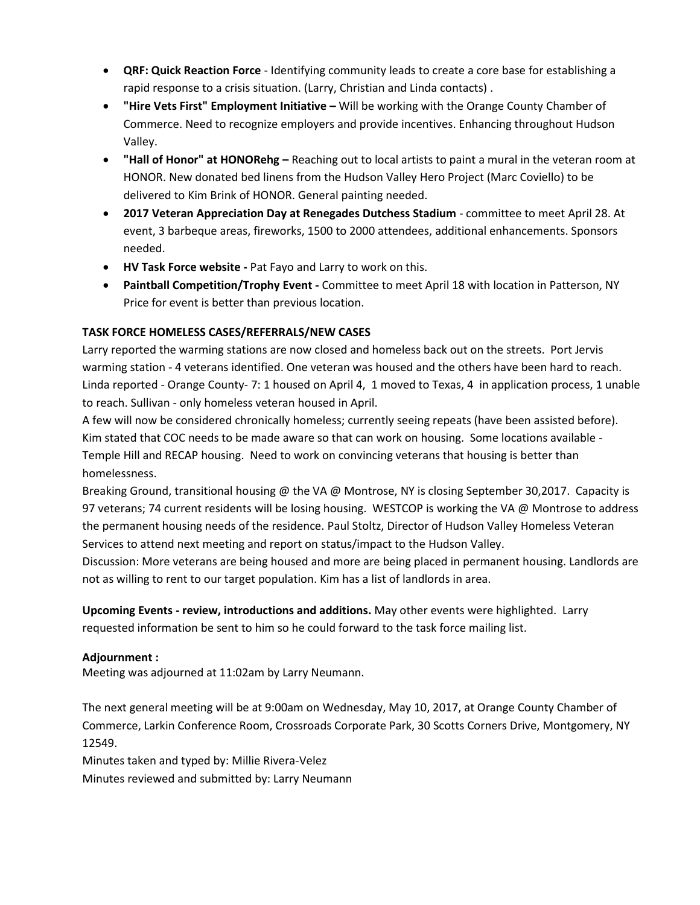- **QRF: Quick Reaction Force** - Identifying community leads to create a core base for establishing a rapid response to a crisis situation. (Larry, Christian and Linda contacts) .
- **"Hire Vets First" Employment Initiative –** Will be working with the Orange County Chamber of Commerce. Need to recognize employers and provide incentives. Enhancing throughout Hudson Valley.
- **"Hall of Honor" at HONORehg –** Reaching out to local artists to paint a mural in the veteran room at HONOR. New donated bed linens from the Hudson Valley Hero Project (Marc Coviello) to be delivered to Kim Brink of HONOR. General painting needed.
- **2017 Veteran Appreciation Day at Renegades Dutchess Stadium** - committee to meet April 28. At event, 3 barbeque areas, fireworks, 1500 to 2000 attendees, additional enhancements. Sponsors needed.
- **HV Task Force website -** Pat Fayo and Larry to work on this.
- **Paintball Competition/Trophy Event -** Committee to meet April 18 with location in Patterson, NY Price for event is better than previous location.

**TASK FORCE HOMELESS CASES/REFERRALS/NEW CASES**

Larry reported the warming stations are now closed and homeless back out on the streets. Port Jervis warming station - 4 veterans identified. One veteran was housed and the others have been hard to reach. Linda reported - Orange County- 7: 1 housed on April 4, 1 moved to Texas, 4 in application process, 1 unable to reach. Sullivan - only homeless veteran housed in April.

A few will now be considered chronically homeless; currently seeing repeats (have been assisted before). Kim stated that COC needs to be made aware so that can work on housing. Some locations available - Temple Hill and RECAP housing. Need to work on convincing veterans that housing is better than homelessness.

Breaking Ground, transitional housing @ the VA @ Montrose, NY is closing September 30,2017. Capacity is 97 veterans; 74 current residents will be losing housing. WESTCOP is working the VA @ Montrose to address the permanent housing needs of the residence. Paul Stoltz, Director of Hudson Valley Homeless Veteran Services to attend next meeting and report on status/impact to the Hudson Valley.

Discussion: More veterans are being housed and more are being placed in permanent housing. Landlords are not as willing to rent to our target population. Kim has a list of landlords in area.

**Upcoming Events - review, introductions and additions.** May other events were highlighted. Larry requested information be sent to him so he could forward to the task force mailing list.

**Adjournment :**

Meeting was adjourned at 11:02am by Larry Neumann.

The next general meeting will be at 9:00am on Wednesday, May 10, 2017, at Orange County Chamber of Commerce, Larkin Conference Room, Crossroads Corporate Park, 30 Scotts Corners Drive, Montgomery, NY 12549.

Minutes taken and typed by: Millie Rivera-Velez

Minutes reviewed and submitted by: Larry Neumann